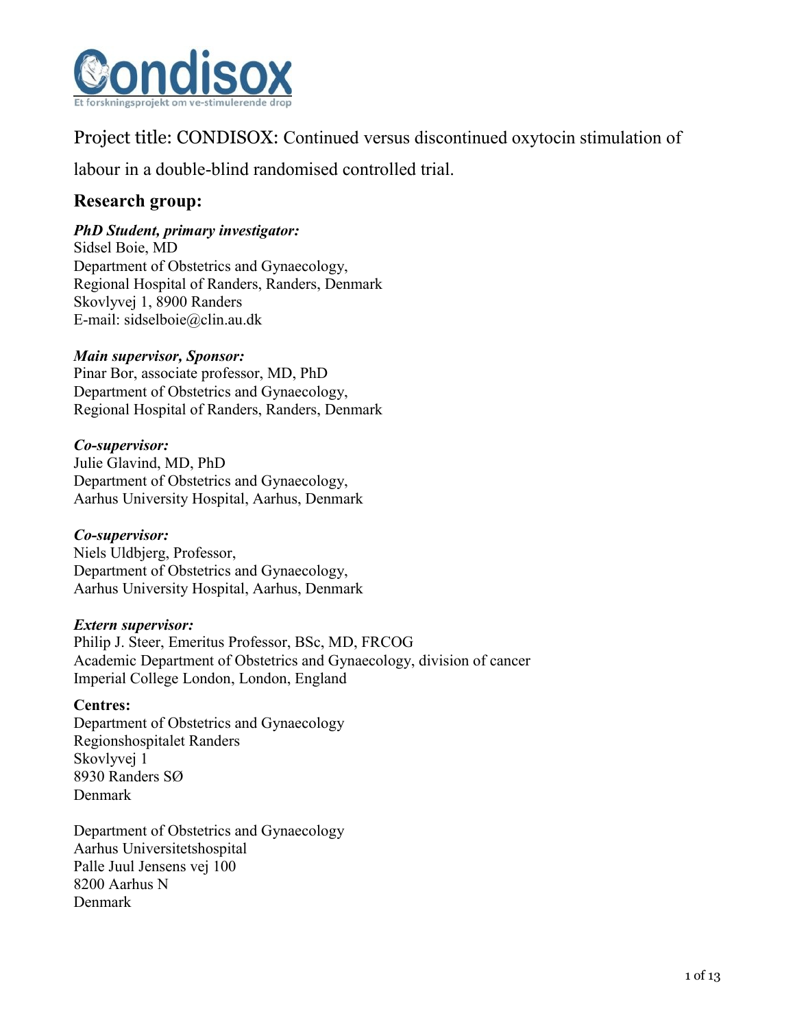# Condisox

Et forskningsprojekt om ve-stimulerende drop

Project title: CONDISOX: Continued versus discontinued oxytocin stimulation of labour in a double-blind randomised controlled trial.

## Research group:

***PhD Student, primary investigator:***
Sidsel Boie, MD
Department of Obstetrics and Gynaecology,
Regional Hospital of Randers, Randers, Denmark
Skovlyvej 1, 8900 Randers
E-mail: sidselboie@clin.au.dk

***Main supervisor, Sponsor:***
Pinar Bor, associate professor, MD, PhD
Department of Obstetrics and Gynaecology,
Regional Hospital of Randers, Randers, Denmark

***Co-supervisor:***
Julie Glavind, MD, PhD
Department of Obstetrics and Gynaecology,
Aarhus University Hospital, Aarhus, Denmark

***Co-supervisor:***
Niels Uldbjerg, Professor,
Department of Obstetrics and Gynaecology,
Aarhus University Hospital, Aarhus, Denmark

***Extern supervisor:***
Philip J. Steer, Emeritus Professor, BSc, MD, FRCOG
Academic Department of Obstetrics and Gynaecology, division of cancer
Imperial College London, London, England

**Centres:**
Department of Obstetrics and Gynaecology
Regionshospitalet Randers
Skovlyvej 1
8930 Randers SØ
Denmark

Department of Obstetrics and Gynaecology
Aarhus Universitetshospital
Palle Juul Jensens vej 100
8200 Aarhus N
Denmark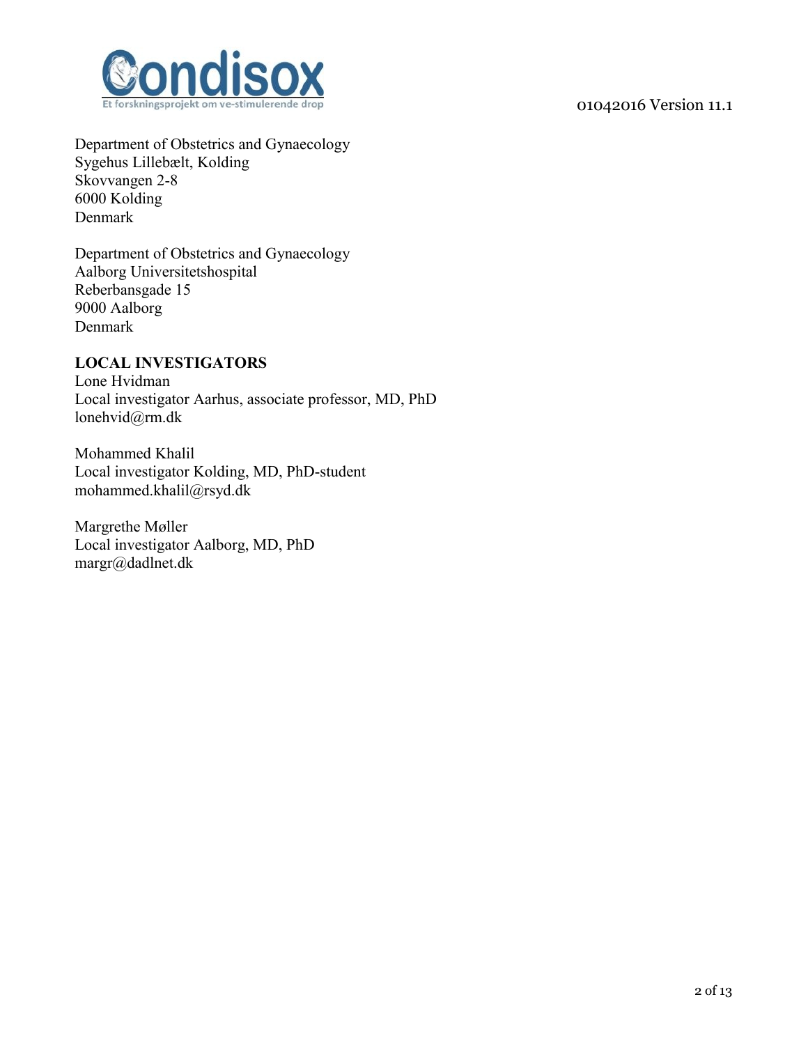Department of Obstetrics and Gynaecology
Sygehus Lillebælt, Kolding
Skovvangen 2-8
6000 Kolding
Denmark

Department of Obstetrics and Gynaecology
Aalborg Universitetshospital
Reberbansgade 15
9000 Aalborg
Denmark

**LOCAL INVESTIGATORS**

Lone Hvidman
Local investigator Aarhus, associate professor, MD, PhD
lonehvid@rm.dk

Mohammed Khalil
Local investigator Kolding, MD, PhD-student
mohammed.khalil@rsyd.dk

Margrethe Møller
Local investigator Aalborg, MD, PhD
margr@dadlnet.dk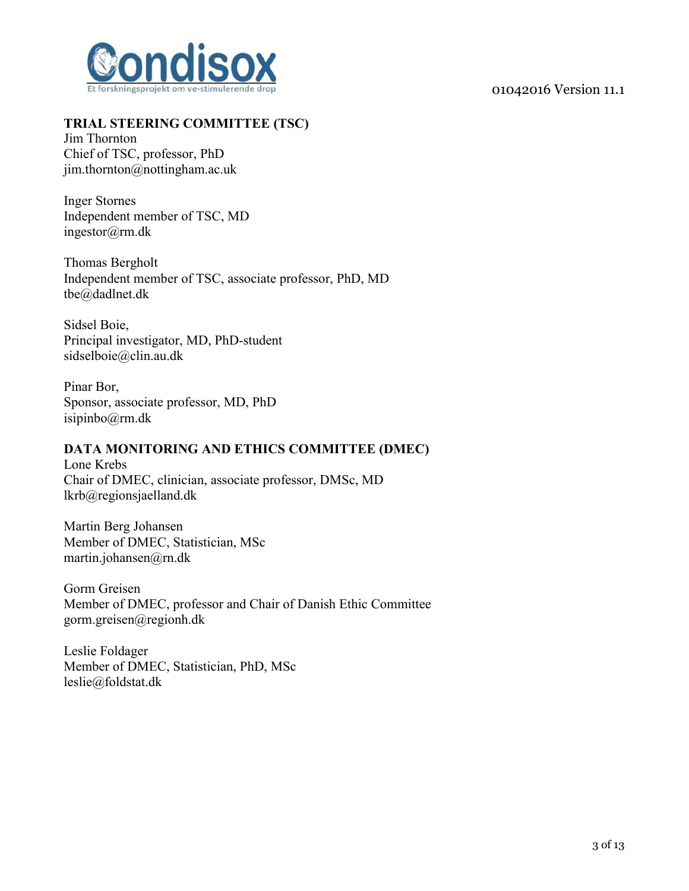## TRIAL STEERING COMMITTEE (TSC)

Jim Thornton
Chief of TSC, professor, PhD
jim.thornton@nottingham.ac.uk

Inger Stornes
Independent member of TSC, MD
ingestor@rm.dk

Thomas Bergholt
Independent member of TSC, associate professor, PhD, MD
tbe@dadlnet.dk

Sidsel Boie,
Principal investigator, MD, PhD-student
sidselboie@clin.au.dk

Pinar Bor,
Sponsor, associate professor, MD, PhD
isipinbo@rm.dk

## DATA MONITORING AND ETHICS COMMITTEE (DMEC)

Lone Krebs
Chair of DMEC, clinician, associate professor, DMSc, MD
lkrb@regionsjaelland.dk

Martin Berg Johansen
Member of DMEC, Statistician, MSc
martin.johansen@rn.dk

Gorm Greisen
Member of DMEC, professor and Chair of Danish Ethic Committee
gorm.greisen@regionh.dk

Leslie Foldager
Member of DMEC, Statistician, PhD, MSc
leslie@foldstat.dk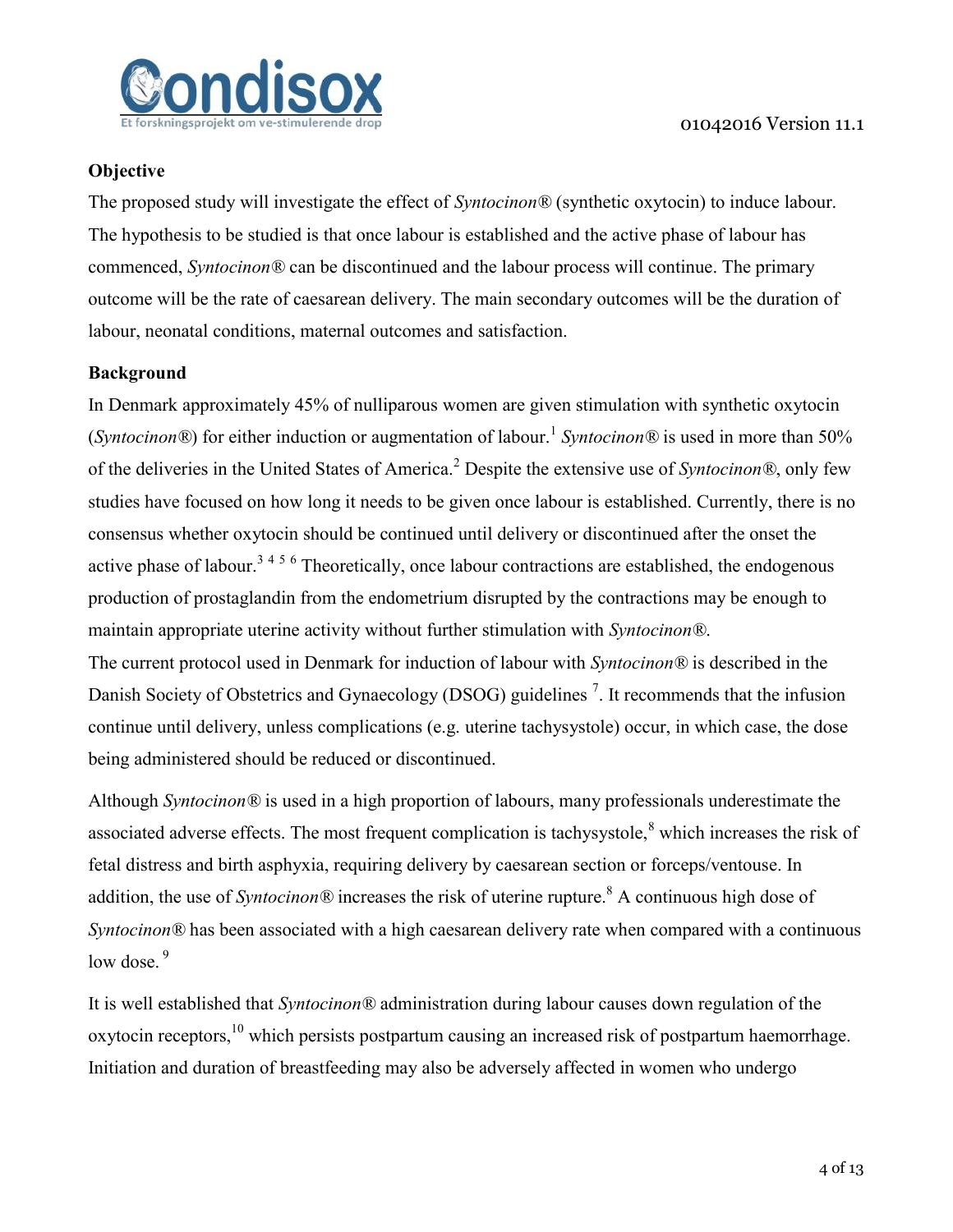**Objective**

The proposed study will investigate the effect of *Syntocinon®* (synthetic oxytocin) to induce labour. The hypothesis to be studied is that once labour is established and the active phase of labour has commenced, *Syntocinon®* can be discontinued and the labour process will continue. The primary outcome will be the rate of caesarean delivery. The main secondary outcomes will be the duration of labour, neonatal conditions, maternal outcomes and satisfaction.

**Background**

In Denmark approximately 45% of nulliparous women are given stimulation with synthetic oxytocin (*Syntocinon®*) for either induction or augmentation of labour.[1] *Syntocinon®* is used in more than 50% of the deliveries in the United States of America.[2] Despite the extensive use of *Syntocinon®*, only few studies have focused on how long it needs to be given once labour is established. Currently, there is no consensus whether oxytocin should be continued until delivery or discontinued after the onset the active phase of labour.[3 4 5 6] Theoretically, once labour contractions are established, the endogenous production of prostaglandin from the endometrium disrupted by the contractions may be enough to maintain appropriate uterine activity without further stimulation with *Syntocinon®*.

The current protocol used in Denmark for induction of labour with *Syntocinon®* is described in the Danish Society of Obstetrics and Gynaecology (DSOG) guidelines [7]. It recommends that the infusion continue until delivery, unless complications (e.g. uterine tachysystole) occur, in which case, the dose being administered should be reduced or discontinued.

Although *Syntocinon®* is used in a high proportion of labours, many professionals underestimate the associated adverse effects. The most frequent complication is tachysystole,[8] which increases the risk of fetal distress and birth asphyxia, requiring delivery by caesarean section or forceps/ventouse. In addition, the use of *Syntocinon®* increases the risk of uterine rupture.[8] A continuous high dose of *Syntocinon®* has been associated with a high caesarean delivery rate when compared with a continuous low dose. [9]

It is well established that *Syntocinon®* administration during labour causes down regulation of the oxytocin receptors,[10] which persists postpartum causing an increased risk of postpartum haemorrhage. Initiation and duration of breastfeeding may also be adversely affected in women who undergo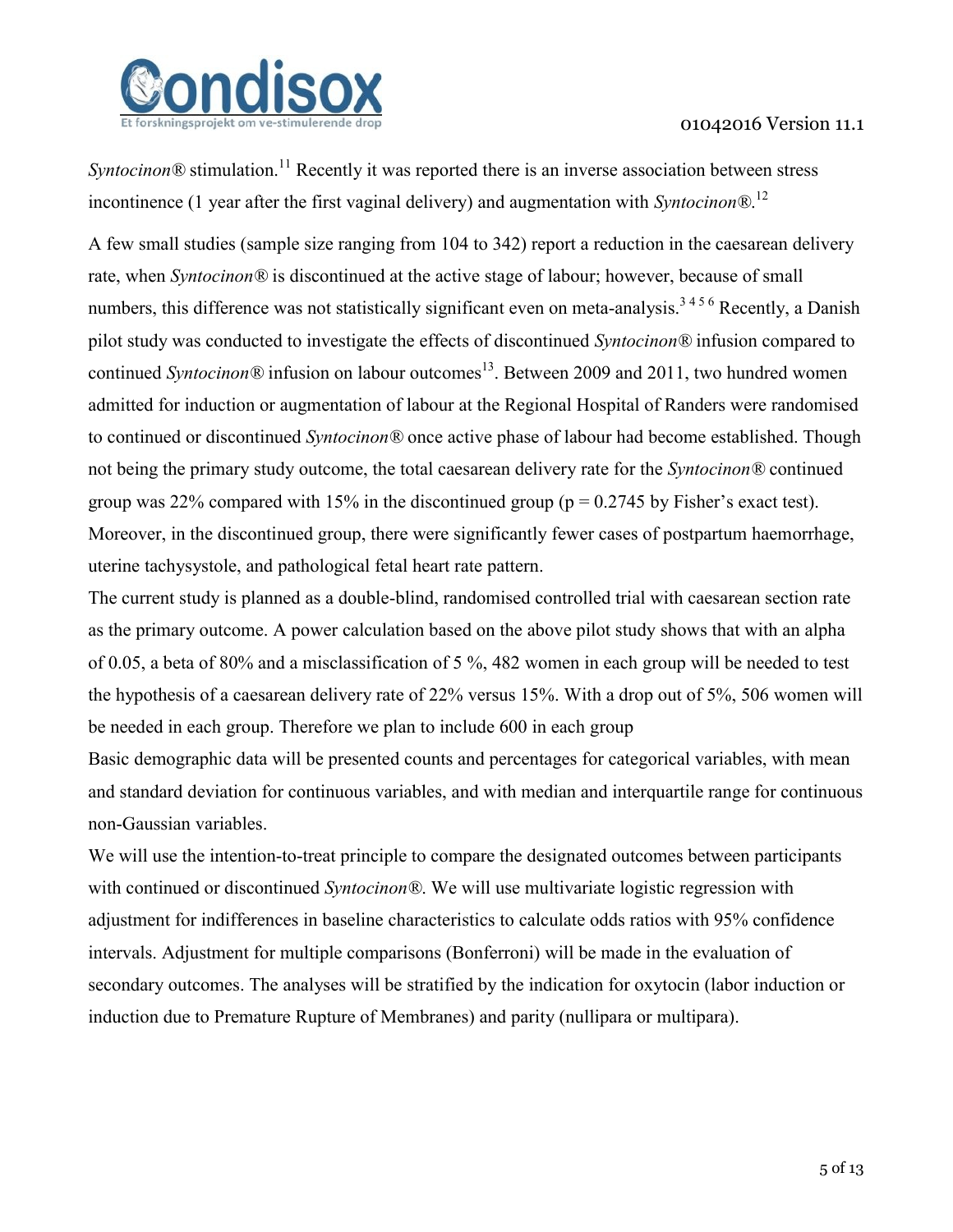*Syntocinon®* stimulation.[11] Recently it was reported there is an inverse association between stress incontinence (1 year after the first vaginal delivery) and augmentation with *Syntocinon®*.[12]

A few small studies (sample size ranging from 104 to 342) report a reduction in the caesarean delivery rate, when *Syntocinon®* is discontinued at the active stage of labour; however, because of small numbers, this difference was not statistically significant even on meta-analysis.[3 4 5 6] Recently, a Danish pilot study was conducted to investigate the effects of discontinued *Syntocinon®* infusion compared to continued *Syntocinon®* infusion on labour outcomes[13]. Between 2009 and 2011, two hundred women admitted for induction or augmentation of labour at the Regional Hospital of Randers were randomised to continued or discontinued *Syntocinon®* once active phase of labour had become established. Though not being the primary study outcome, the total caesarean delivery rate for the *Syntocinon®* continued group was 22% compared with 15% in the discontinued group ($p = 0.2745$ by Fisher's exact test). Moreover, in the discontinued group, there were significantly fewer cases of postpartum haemorrhage, uterine tachysystole, and pathological fetal heart rate pattern.

The current study is planned as a double-blind, randomised controlled trial with caesarean section rate as the primary outcome. A power calculation based on the above pilot study shows that with an alpha of 0.05, a beta of 80% and a misclassification of 5 %, 482 women in each group will be needed to test the hypothesis of a caesarean delivery rate of 22% versus 15%. With a drop out of 5%, 506 women will be needed in each group. Therefore we plan to include 600 in each group

Basic demographic data will be presented counts and percentages for categorical variables, with mean and standard deviation for continuous variables, and with median and interquartile range for continuous non-Gaussian variables.

We will use the intention-to-treat principle to compare the designated outcomes between participants with continued or discontinued *Syntocinon®*. We will use multivariate logistic regression with adjustment for indifferences in baseline characteristics to calculate odds ratios with 95% confidence intervals. Adjustment for multiple comparisons (Bonferroni) will be made in the evaluation of secondary outcomes. The analyses will be stratified by the indication for oxytocin (labor induction or induction due to Premature Rupture of Membranes) and parity (nullipara or multipara).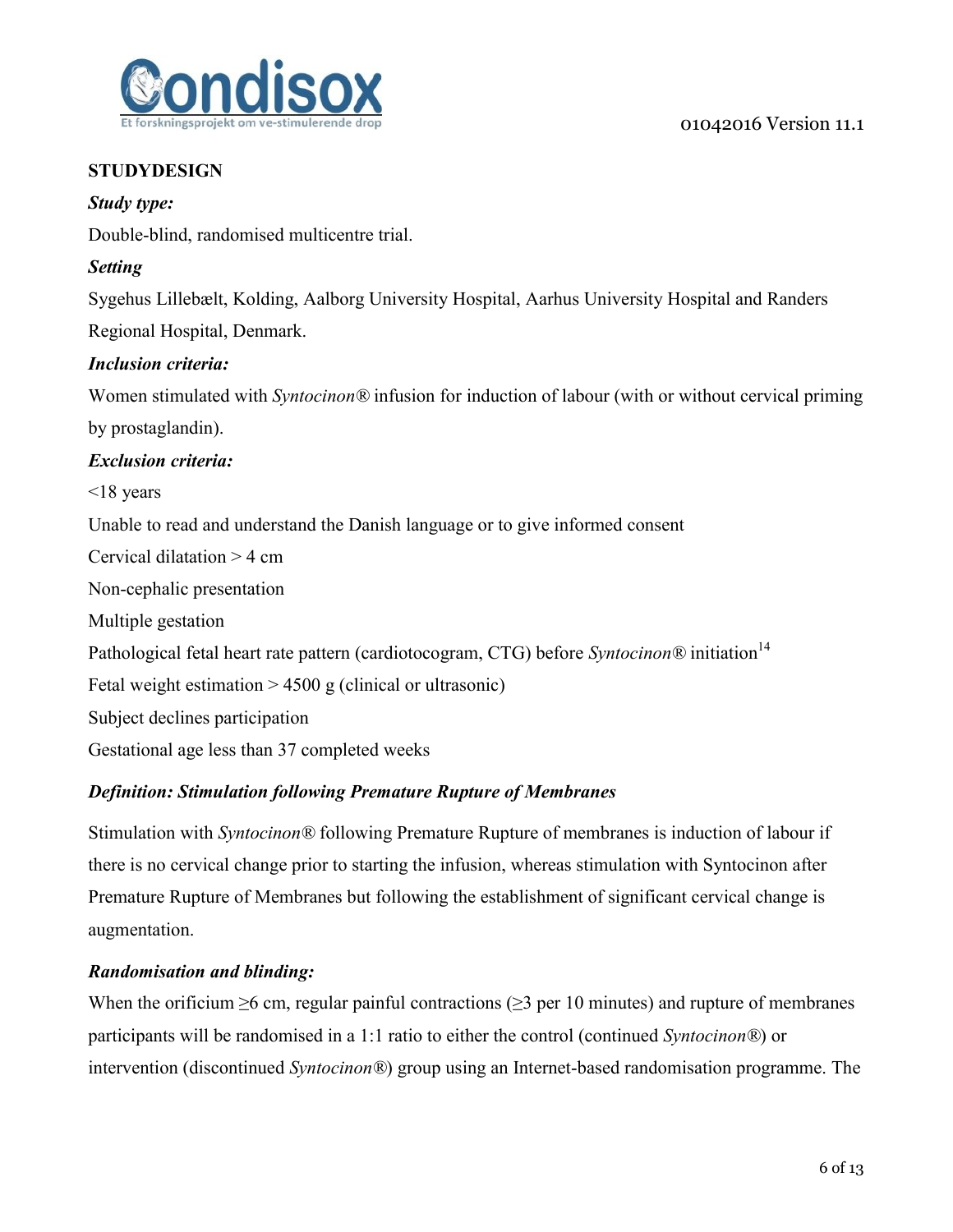## STUDYDESIGN

### *Study type:*

Double-blind, randomised multicentre trial.

### *Setting*

Sygehus Lillebælt, Kolding, Aalborg University Hospital, Aarhus University Hospital and Randers Regional Hospital, Denmark.

### *Inclusion criteria:*

Women stimulated with *Syntocinon®* infusion for induction of labour (with or without cervical priming by prostaglandin).

### *Exclusion criteria:*

<18 years

Unable to read and understand the Danish language or to give informed consent

Cervical dilatation > 4 cm

Non-cephalic presentation

Multiple gestation

Pathological fetal heart rate pattern (cardiotocogram, CTG) before *Syntocinon®* initiation[14]

Fetal weight estimation > 4500 g (clinical or ultrasonic)

Subject declines participation

Gestational age less than 37 completed weeks

### *Definition: Stimulation following Premature Rupture of Membranes*

Stimulation with *Syntocinon®* following Premature Rupture of membranes is induction of labour if there is no cervical change prior to starting the infusion, whereas stimulation with Syntocinon after Premature Rupture of Membranes but following the establishment of significant cervical change is augmentation.

### *Randomisation and blinding:*

When the orificium ≥6 cm, regular painful contractions (≥3 per 10 minutes) and rupture of membranes participants will be randomised in a 1:1 ratio to either the control (continued *Syntocinon®*) or intervention (discontinued *Syntocinon®*) group using an Internet-based randomisation programme. The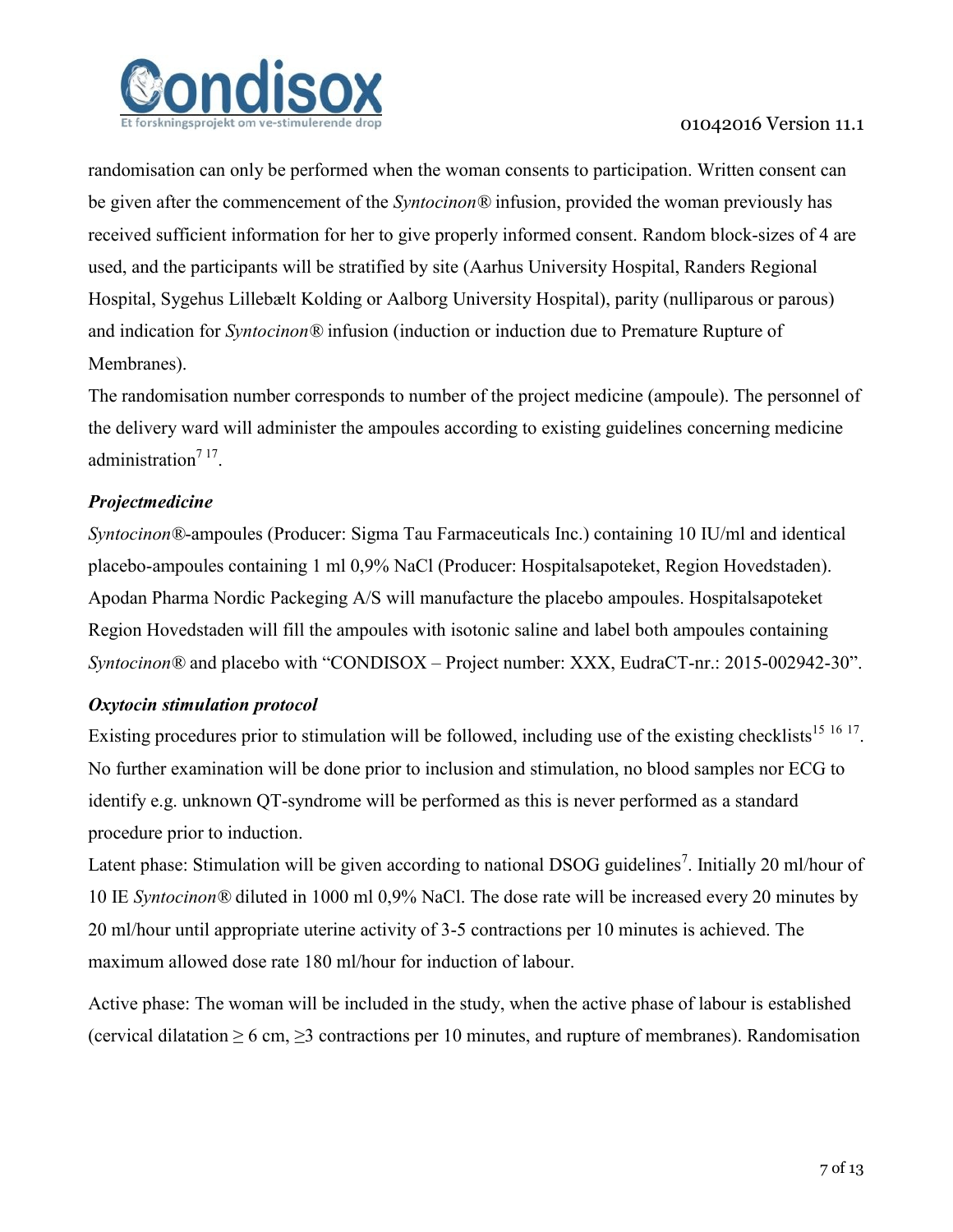randomisation can only be performed when the woman consents to participation. Written consent can be given after the commencement of the *Syntocinon®* infusion, provided the woman previously has received sufficient information for her to give properly informed consent. Random block-sizes of 4 are used, and the participants will be stratified by site (Aarhus University Hospital, Randers Regional Hospital, Sygehus Lillebælt Kolding or Aalborg University Hospital), parity (nulliparous or parous) and indication for *Syntocinon®* infusion (induction or induction due to Premature Rupture of Membranes).

The randomisation number corresponds to number of the project medicine (ampoule). The personnel of the delivery ward will administer the ampoules according to existing guidelines concerning medicine administration[7 17].

### *Projectmedicine*

*Syntocinon®*-ampoules (Producer: Sigma Tau Farmaceuticals Inc.) containing 10 IU/ml and identical placebo-ampoules containing 1 ml 0,9% NaCl (Producer: Hospitalsapoteket, Region Hovedstaden). Apodan Pharma Nordic Packeging A/S will manufacture the placebo ampoules. Hospitalsapoteket Region Hovedstaden will fill the ampoules with isotonic saline and label both ampoules containing *Syntocinon®* and placebo with "CONDISOX – Project number: XXX, EudraCT-nr.: 2015-002942-30".

### *Oxytocin stimulation protocol*

Existing procedures prior to stimulation will be followed, including use of the existing checklists[15 16 17]. No further examination will be done prior to inclusion and stimulation, no blood samples nor ECG to identify e.g. unknown QT-syndrome will be performed as this is never performed as a standard procedure prior to induction.

Latent phase: Stimulation will be given according to national DSOG guidelines[7]. Initially 20 ml/hour of 10 IE *Syntocinon®* diluted in 1000 ml 0,9% NaCl. The dose rate will be increased every 20 minutes by 20 ml/hour until appropriate uterine activity of 3-5 contractions per 10 minutes is achieved. The maximum allowed dose rate 180 ml/hour for induction of labour.

Active phase: The woman will be included in the study, when the active phase of labour is established (cervical dilatation ≥ 6 cm, ≥3 contractions per 10 minutes, and rupture of membranes). Randomisation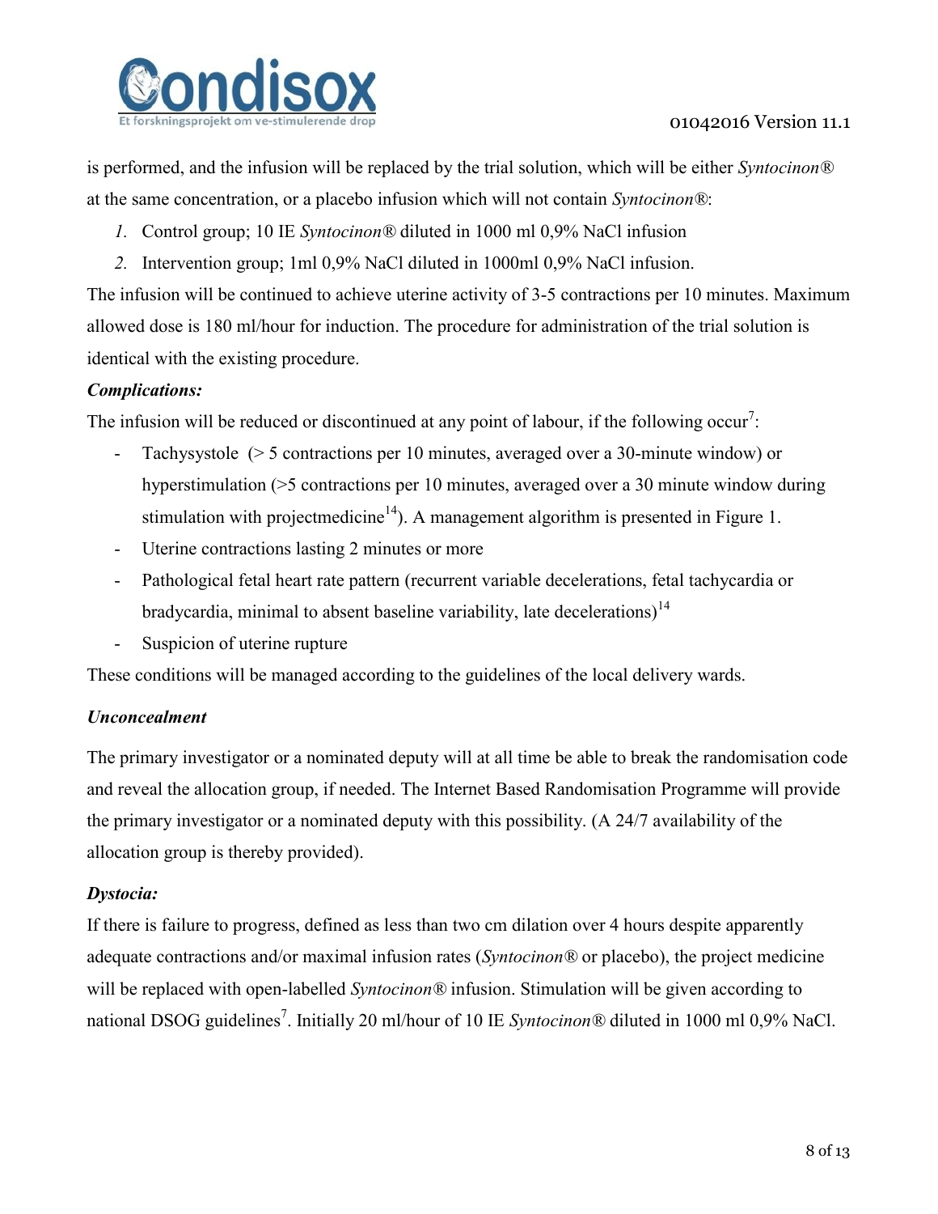is performed, and the infusion will be replaced by the trial solution, which will be either *Syntocinon®* at the same concentration, or a placebo infusion which will not contain *Syntocinon®*:

1. Control group; 10 IE *Syntocinon®* diluted in 1000 ml 0,9% NaCl infusion
2. Intervention group; 1ml 0,9% NaCl diluted in 1000ml 0,9% NaCl infusion.

The infusion will be continued to achieve uterine activity of 3-5 contractions per 10 minutes. Maximum allowed dose is 180 ml/hour for induction. The procedure for administration of the trial solution is identical with the existing procedure.

***Complications:***

The infusion will be reduced or discontinued at any point of labour, if the following occur[7]:

- Tachysystole (> 5 contractions per 10 minutes, averaged over a 30-minute window) or hyperstimulation (>5 contractions per 10 minutes, averaged over a 30 minute window during stimulation with projectmedicine[14]). A management algorithm is presented in Figure 1.
- Uterine contractions lasting 2 minutes or more
- Pathological fetal heart rate pattern (recurrent variable decelerations, fetal tachycardia or bradycardia, minimal to absent baseline variability, late decelerations)[14]
- Suspicion of uterine rupture

These conditions will be managed according to the guidelines of the local delivery wards.

***Unconcealment***

The primary investigator or a nominated deputy will at all time be able to break the randomisation code and reveal the allocation group, if needed. The Internet Based Randomisation Programme will provide the primary investigator or a nominated deputy with this possibility. (A 24/7 availability of the allocation group is thereby provided).

***Dystocia:***

If there is failure to progress, defined as less than two cm dilation over 4 hours despite apparently adequate contractions and/or maximal infusion rates (*Syntocinon®* or placebo), the project medicine will be replaced with open-labelled *Syntocinon®* infusion. Stimulation will be given according to national DSOG guidelines[7]. Initially 20 ml/hour of 10 IE *Syntocinon®* diluted in 1000 ml 0,9% NaCl.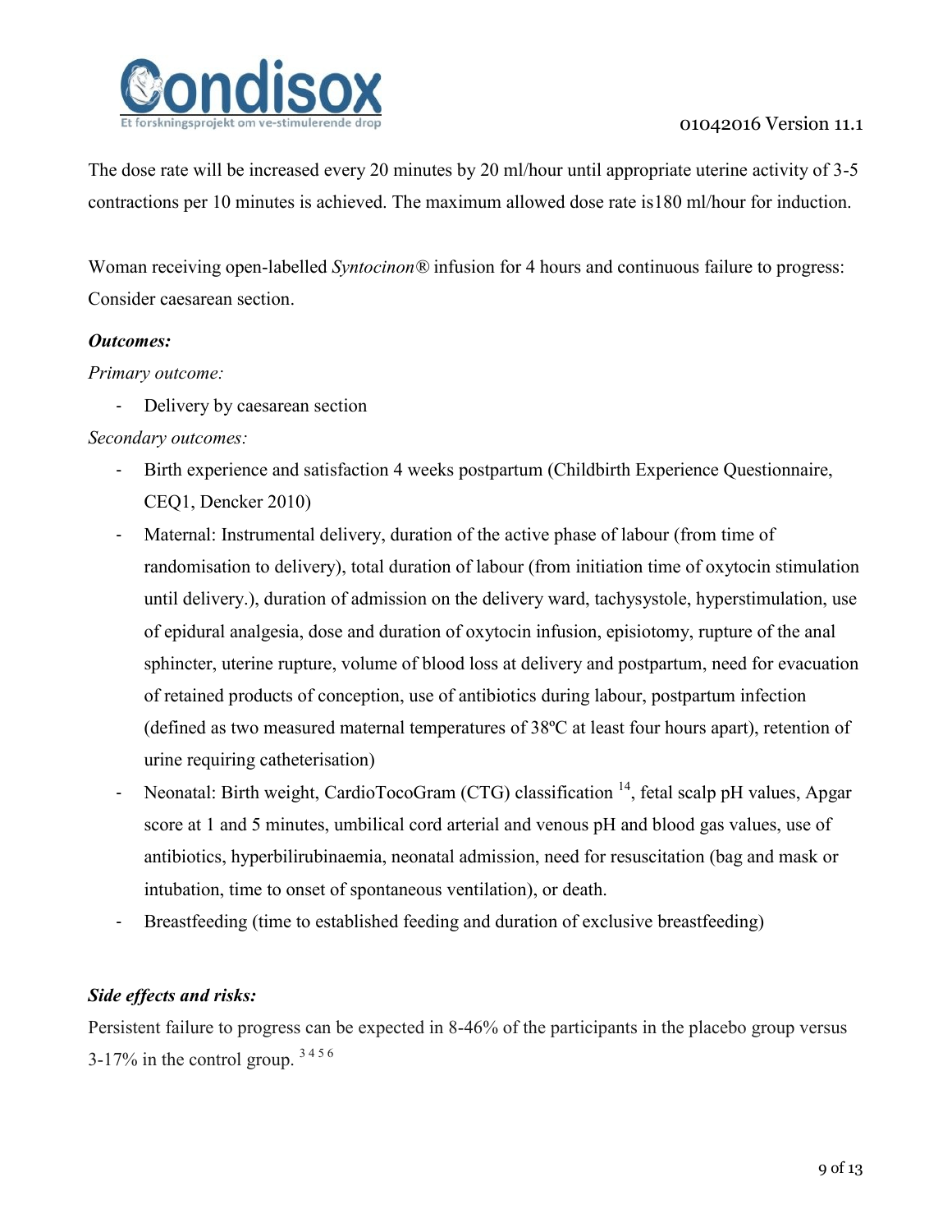The dose rate will be increased every 20 minutes by 20 ml/hour until appropriate uterine activity of 3-5 contractions per 10 minutes is achieved. The maximum allowed dose rate is180 ml/hour for induction.

Woman receiving open-labelled *Syntocinon®* infusion for 4 hours and continuous failure to progress: Consider caesarean section.

***Outcomes:***

*Primary outcome:*

- Delivery by caesarean section

*Secondary outcomes:*

- Birth experience and satisfaction 4 weeks postpartum (Childbirth Experience Questionnaire, CEQ1, Dencker 2010)
- Maternal: Instrumental delivery, duration of the active phase of labour (from time of randomisation to delivery), total duration of labour (from initiation time of oxytocin stimulation until delivery.), duration of admission on the delivery ward, tachysystole, hyperstimulation, use of epidural analgesia, dose and duration of oxytocin infusion, episiotomy, rupture of the anal sphincter, uterine rupture, volume of blood loss at delivery and postpartum, need for evacuation of retained products of conception, use of antibiotics during labour, postpartum infection (defined as two measured maternal temperatures of 38ºC at least four hours apart), retention of urine requiring catheterisation)
- Neonatal: Birth weight, CardioTocoGram (CTG) classification [14], fetal scalp pH values, Apgar score at 1 and 5 minutes, umbilical cord arterial and venous pH and blood gas values, use of antibiotics, hyperbilirubinaemia, neonatal admission, need for resuscitation (bag and mask or intubation, time to onset of spontaneous ventilation), or death.
- Breastfeeding (time to established feeding and duration of exclusive breastfeeding)

***Side effects and risks:***

Persistent failure to progress can be expected in 8-46% of the participants in the placebo group versus 3-17% in the control group. [3 4 5 6]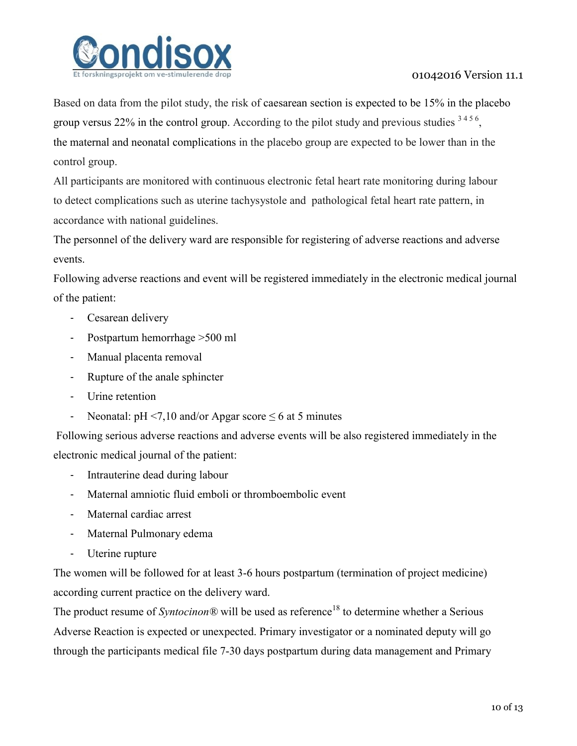Based on data from the pilot study, the risk of caesarean section is expected to be 15% in the placebo group versus 22% in the control group. According to the pilot study and previous studies [3 4 5 6], the maternal and neonatal complications in the placebo group are expected to be lower than in the control group.

All participants are monitored with continuous electronic fetal heart rate monitoring during labour to detect complications such as uterine tachysystole and pathological fetal heart rate pattern, in accordance with national guidelines.

The personnel of the delivery ward are responsible for registering of adverse reactions and adverse events.

Following adverse reactions and event will be registered immediately in the electronic medical journal of the patient:

- Cesarean delivery
- Postpartum hemorrhage >500 ml
- Manual placenta removal
- Rupture of the anale sphincter
- Urine retention
- Neonatal: pH <7,10 and/or Apgar score ≤ 6 at 5 minutes

Following serious adverse reactions and adverse events will be also registered immediately in the electronic medical journal of the patient:

- Intrauterine dead during labour
- Maternal amniotic fluid emboli or thromboembolic event
- Maternal cardiac arrest
- Maternal Pulmonary edema
- Uterine rupture

The women will be followed for at least 3-6 hours postpartum (termination of project medicine) according current practice on the delivery ward.

The product resume of *Syntocinon®* will be used as reference[18] to determine whether a Serious Adverse Reaction is expected or unexpected. Primary investigator or a nominated deputy will go through the participants medical file 7-30 days postpartum during data management and Primary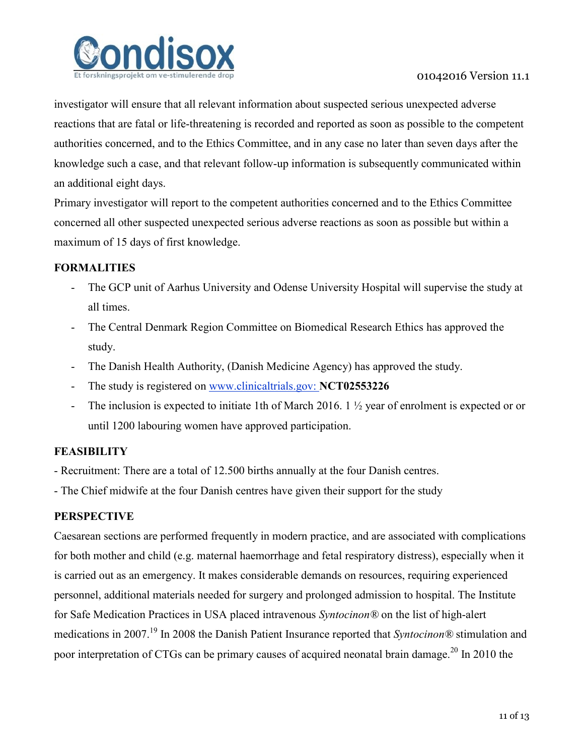investigator will ensure that all relevant information about suspected serious unexpected adverse reactions that are fatal or life-threatening is recorded and reported as soon as possible to the competent authorities concerned, and to the Ethics Committee, and in any case no later than seven days after the knowledge such a case, and that relevant follow-up information is subsequently communicated within an additional eight days.

Primary investigator will report to the competent authorities concerned and to the Ethics Committee concerned all other suspected unexpected serious adverse reactions as soon as possible but within a maximum of 15 days of first knowledge.

## FORMALITIES

- The GCP unit of Aarhus University and Odense University Hospital will supervise the study at all times.
- The Central Denmark Region Committee on Biomedical Research Ethics has approved the study.
- The Danish Health Authority, (Danish Medicine Agency) has approved the study.
- The study is registered on [www.clinicaltrials.gov:](http://www.clinicaltrials.gov) **NCT02553226**
- The inclusion is expected to initiate 1th of March 2016. 1 ½ year of enrolment is expected or or until 1200 labouring women have approved participation.

## FEASIBILITY

- Recruitment: There are a total of 12.500 births annually at the four Danish centres.
- The Chief midwife at the four Danish centres have given their support for the study

## PERSPECTIVE

Caesarean sections are performed frequently in modern practice, and are associated with complications for both mother and child (e.g. maternal haemorrhage and fetal respiratory distress), especially when it is carried out as an emergency. It makes considerable demands on resources, requiring experienced personnel, additional materials needed for surgery and prolonged admission to hospital. The Institute for Safe Medication Practices in USA placed intravenous *Syntocinon®* on the list of high-alert medications in 2007.[19] In 2008 the Danish Patient Insurance reported that *Syntocinon®* stimulation and poor interpretation of CTGs can be primary causes of acquired neonatal brain damage.[20] In 2010 the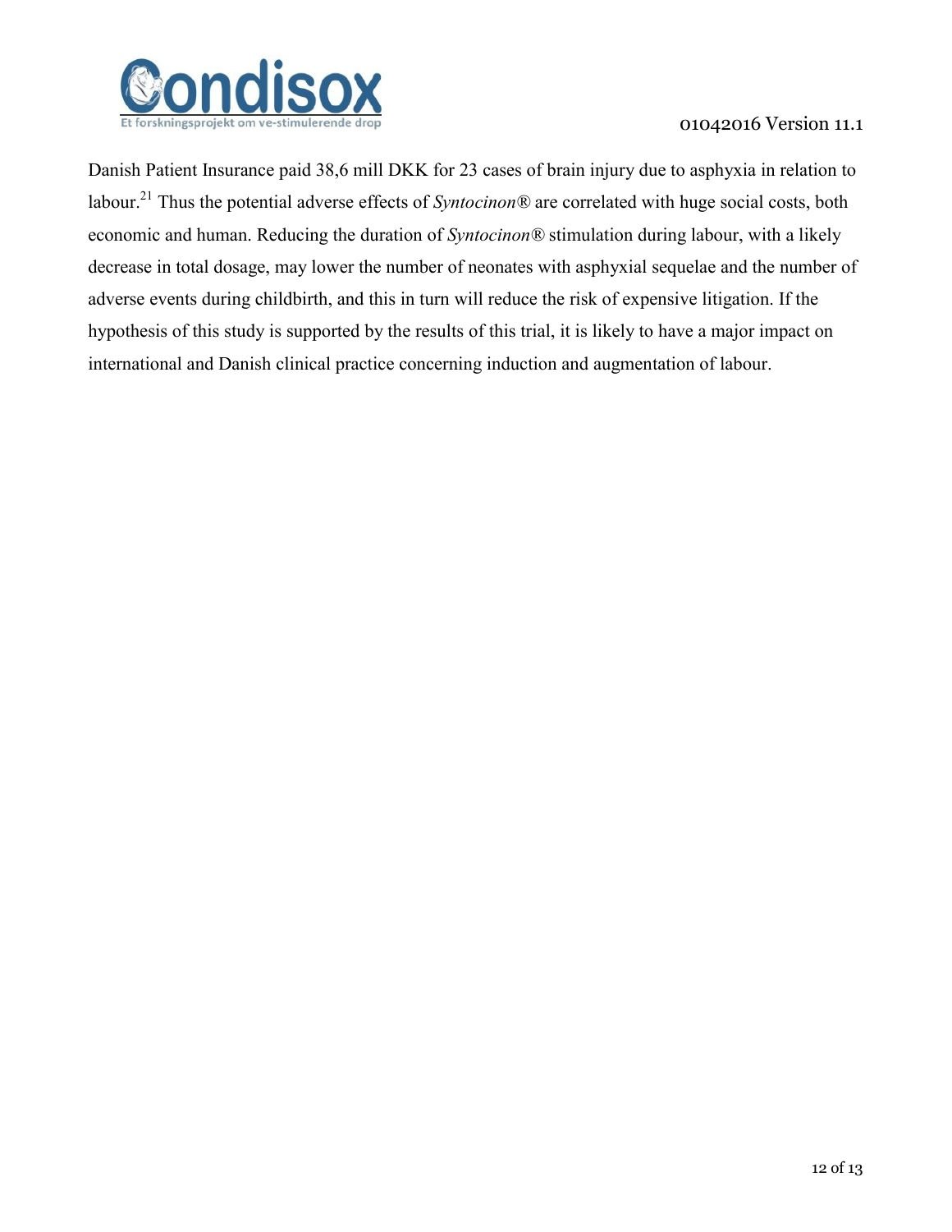Danish Patient Insurance paid 38,6 mill DKK for 23 cases of brain injury due to asphyxia in relation to labour.[21] Thus the potential adverse effects of *Syntocinon®* are correlated with huge social costs, both economic and human. Reducing the duration of *Syntocinon®* stimulation during labour, with a likely decrease in total dosage, may lower the number of neonates with asphyxial sequelae and the number of adverse events during childbirth, and this in turn will reduce the risk of expensive litigation. If the hypothesis of this study is supported by the results of this trial, it is likely to have a major impact on international and Danish clinical practice concerning induction and augmentation of labour.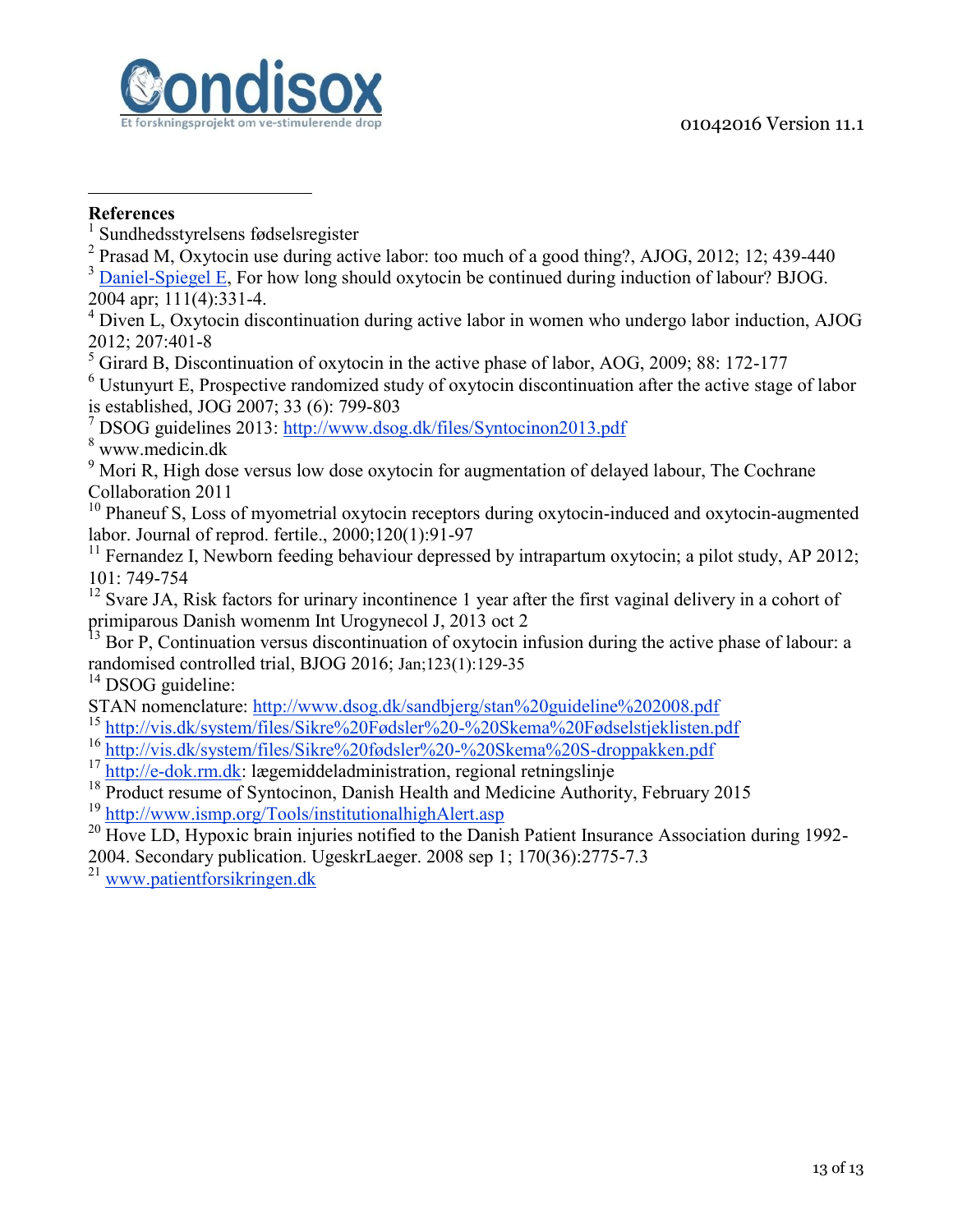## References

[1] Sundhedsstyrelsens fødselsregister

[2] Prasad M, Oxytocin use during active labor: too much of a good thing?, AJOG, 2012; 12; 439-440

[3] Daniel-Spiegel E, For how long should oxytocin be continued during induction of labour? BJOG. 2004 apr; 111(4):331-4.

[4] Diven L, Oxytocin discontinuation during active labor in women who undergo labor induction, AJOG 2012; 207:401-8

[5] Girard B, Discontinuation of oxytocin in the active phase of labor, AOG, 2009; 88: 172-177

[6] Ustunyurt E, Prospective randomized study of oxytocin discontinuation after the active stage of labor is established, JOG 2007; 33 (6): 799-803

[7] DSOG guidelines 2013: http://www.dsog.dk/files/Syntocinon2013.pdf

[8] www.medicin.dk

[9] Mori R, High dose versus low dose oxytocin for augmentation of delayed labour, The Cochrane Collaboration 2011

[10] Phaneuf S, Loss of myometrial oxytocin receptors during oxytocin-induced and oxytocin-augmented labor. Journal of reprod. fertile., 2000;120(1):91-97

[11] Fernandez I, Newborn feeding behaviour depressed by intrapartum oxytocin; a pilot study, AP 2012; 101: 749-754

[12] Svare JA, Risk factors for urinary incontinence 1 year after the first vaginal delivery in a cohort of primiparous Danish womenm Int Urogynecol J, 2013 oct 2

[13] Bor P, Continuation versus discontinuation of oxytocin infusion during the active phase of labour: a randomised controlled trial, BJOG 2016; Jan;123(1):129-35

[14] DSOG guideline:
STAN nomenclature: http://www.dsog.dk/sandbjerg/stan%20guideline%202008.pdf

[15] http://vis.dk/system/files/Sikre%20Fødsler%20-%20Skema%20Fødselstjeklisten.pdf

[16] http://vis.dk/system/files/Sikre%20fødsler%20-%20Skema%20S-droppakken.pdf

[17] http://e-dok.rm.dk: lægemiddeladministration, regional retningslinje

[18] Product resume of Syntocinon, Danish Health and Medicine Authority, February 2015

[19] http://www.ismp.org/Tools/institutionalhighAlert.asp

[20] Hove LD, Hypoxic brain injuries notified to the Danish Patient Insurance Association during 1992-2004. Secondary publication. UgeskrLaeger. 2008 sep 1; 170(36):2775-7.3

[21] www.patientforsikringen.dk